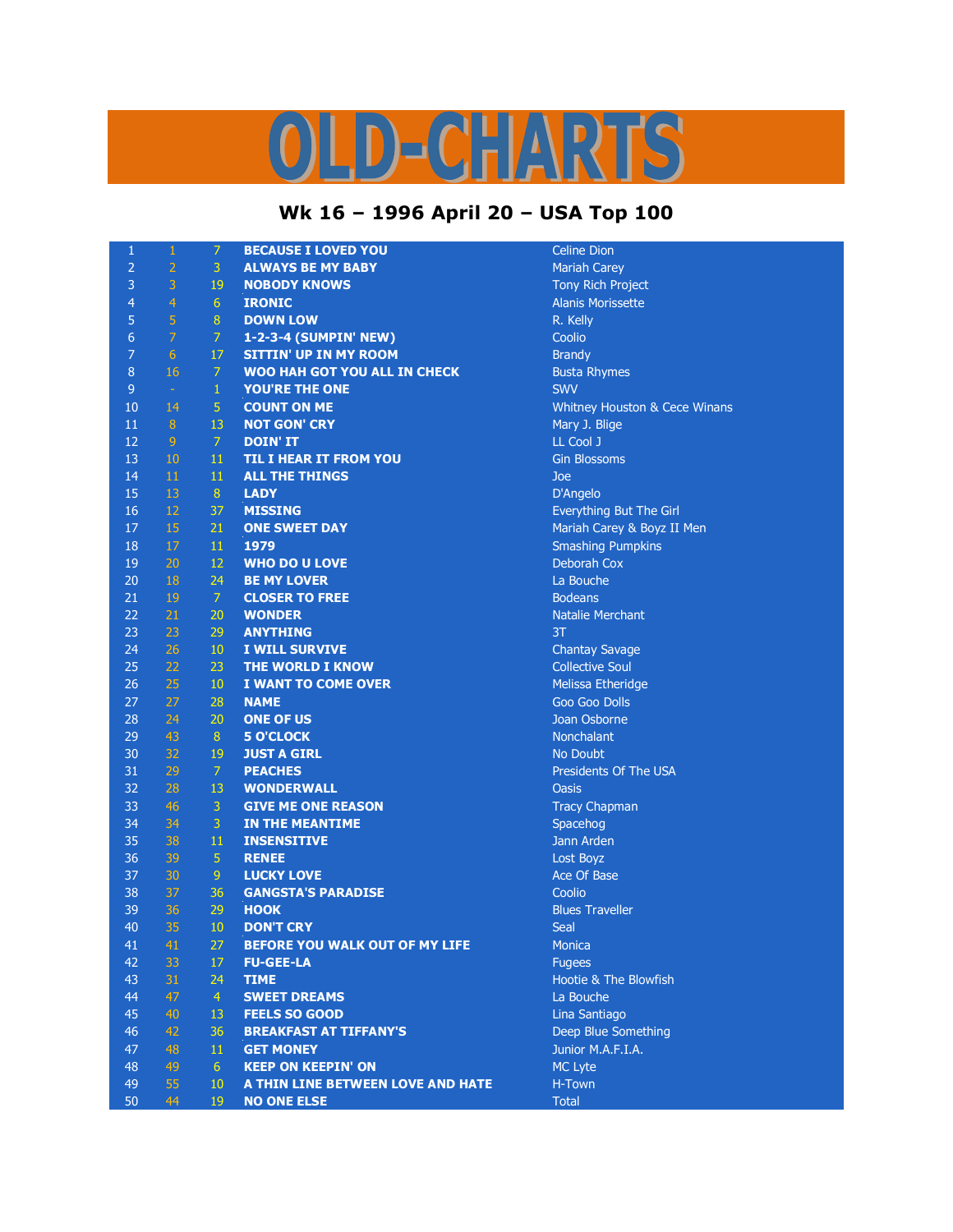# OLD-CHARTS

## Wk 16 – 1996 April 20 – USA Top 100

| | | | | |
|---|---|---|---|---|
| 1 | 1 | 7 | BECAUSE I LOVED YOU | Celine Dion |
| 2 | 2 | 3 | ALWAYS BE MY BABY | Mariah Carey |
| 3 | 3 | 19 | NOBODY KNOWS | Tony Rich Project |
| 4 | 4 | 6 | IRONIC | Alanis Morissette |
| 5 | 5 | 8 | DOWN LOW | R. Kelly |
| 6 | 7 | 7 | 1-2-3-4 (SUMPIN' NEW) | Coolio |
| 7 | 6 | 17 | SITTIN' UP IN MY ROOM | Brandy |
| 8 | 16 | 7 | WOO HAH GOT YOU ALL IN CHECK | Busta Rhymes |
| 9 | - | 1 | YOU'RE THE ONE | SWV |
| 10 | 14 | 5 | COUNT ON ME | Whitney Houston & Cece Winans |
| 11 | 8 | 13 | NOT GON' CRY | Mary J. Blige |
| 12 | 9 | 7 | DOIN' IT | LL Cool J |
| 13 | 10 | 11 | TIL I HEAR IT FROM YOU | Gin Blossoms |
| 14 | 11 | 11 | ALL THE THINGS | Joe |
| 15 | 13 | 8 | LADY | D'Angelo |
| 16 | 12 | 37 | MISSING | Everything But The Girl |
| 17 | 15 | 21 | ONE SWEET DAY | Mariah Carey & Boyz II Men |
| 18 | 17 | 11 | 1979 | Smashing Pumpkins |
| 19 | 20 | 12 | WHO DO U LOVE | Deborah Cox |
| 20 | 18 | 24 | BE MY LOVER | La Bouche |
| 21 | 19 | 7 | CLOSER TO FREE | Bodeans |
| 22 | 21 | 20 | WONDER | Natalie Merchant |
| 23 | 23 | 29 | ANYTHING | 3T |
| 24 | 26 | 10 | I WILL SURVIVE | Chantay Savage |
| 25 | 22 | 23 | THE WORLD I KNOW | Collective Soul |
| 26 | 25 | 10 | I WANT TO COME OVER | Melissa Etheridge |
| 27 | 27 | 28 | NAME | Goo Goo Dolls |
| 28 | 24 | 20 | ONE OF US | Joan Osborne |
| 29 | 43 | 8 | 5 O'CLOCK | Nonchalant |
| 30 | 32 | 19 | JUST A GIRL | No Doubt |
| 31 | 29 | 7 | PEACHES | Presidents Of The USA |
| 32 | 28 | 13 | WONDERWALL | Oasis |
| 33 | 46 | 3 | GIVE ME ONE REASON | Tracy Chapman |
| 34 | 34 | 3 | IN THE MEANTIME | Spacehog |
| 35 | 38 | 11 | INSENSITIVE | Jann Arden |
| 36 | 39 | 5 | RENEE | Lost Boyz |
| 37 | 30 | 9 | LUCKY LOVE | Ace Of Base |
| 38 | 37 | 36 | GANGSTA'S PARADISE | Coolio |
| 39 | 36 | 29 | HOOK | Blues Traveller |
| 40 | 35 | 10 | DON'T CRY | Seal |
| 41 | 41 | 27 | BEFORE YOU WALK OUT OF MY LIFE | Monica |
| 42 | 33 | 17 | FU-GEE-LA | Fugees |
| 43 | 31 | 24 | TIME | Hootie & The Blowfish |
| 44 | 47 | 4 | SWEET DREAMS | La Bouche |
| 45 | 40 | 13 | FEELS SO GOOD | Lina Santiago |
| 46 | 42 | 36 | BREAKFAST AT TIFFANY'S | Deep Blue Something |
| 47 | 48 | 11 | GET MONEY | Junior M.A.F.I.A. |
| 48 | 49 | 6 | KEEP ON KEEPIN' ON | MC Lyte |
| 49 | 55 | 10 | A THIN LINE BETWEEN LOVE AND HATE | H-Town |
| 50 | 44 | 19 | NO ONE ELSE | Total |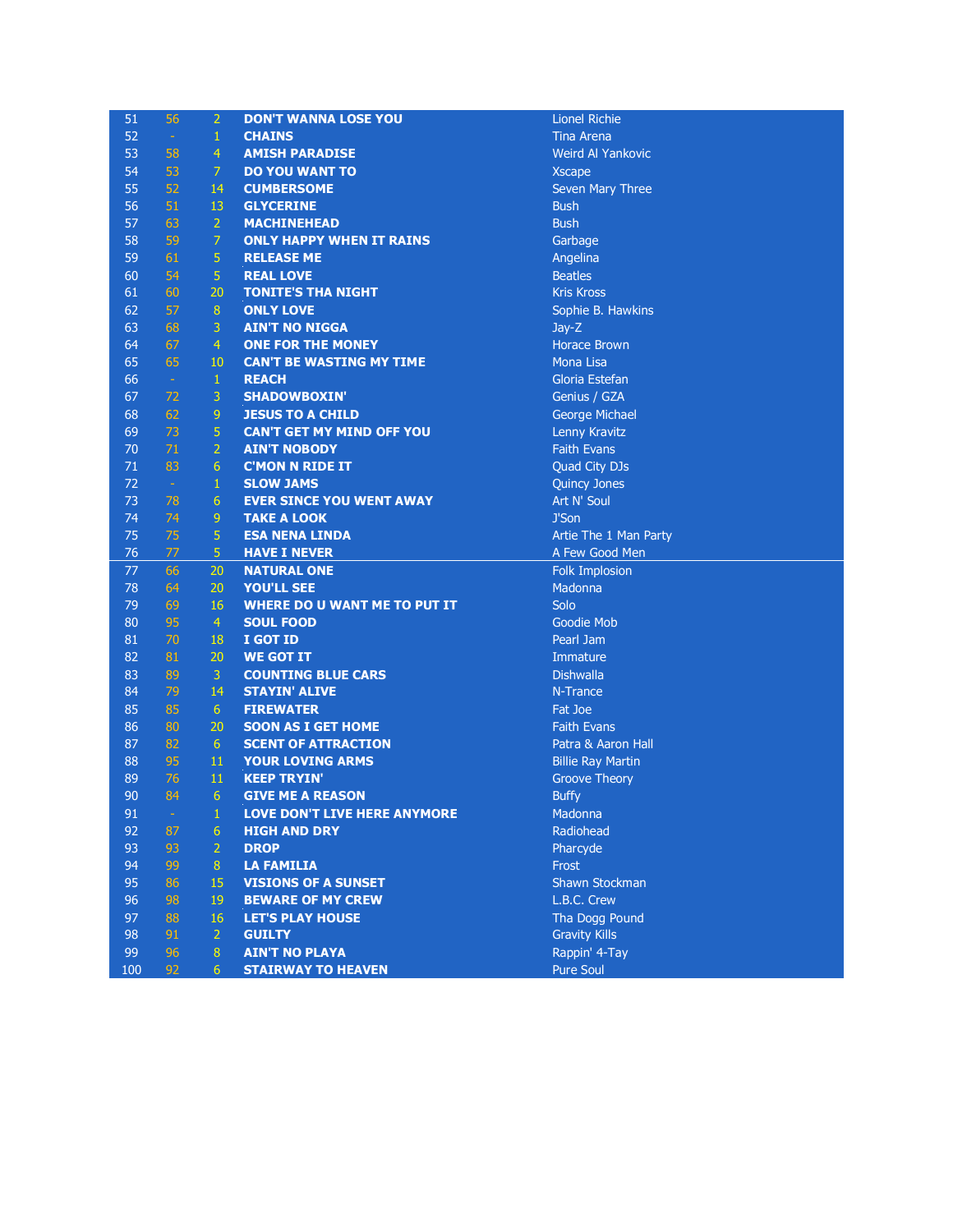| | | | | |
|---|---|---|---|---|
| 51 | 56 | 2 | DON'T WANNA LOSE YOU | Lionel Richie |
| 52 | - | 1 | CHAINS | Tina Arena |
| 53 | 58 | 4 | AMISH PARADISE | Weird Al Yankovic |
| 54 | 53 | 7 | DO YOU WANT TO | Xscape |
| 55 | 52 | 14 | CUMBERSOME | Seven Mary Three |
| 56 | 51 | 13 | GLYCERINE | Bush |
| 57 | 63 | 2 | MACHINEHEAD | Bush |
| 58 | 59 | 7 | ONLY HAPPY WHEN IT RAINS | Garbage |
| 59 | 61 | 5 | RELEASE ME | Angelina |
| 60 | 54 | 5 | REAL LOVE | Beatles |
| 61 | 60 | 20 | TONITE'S THA NIGHT | Kris Kross |
| 62 | 57 | 8 | ONLY LOVE | Sophie B. Hawkins |
| 63 | 68 | 3 | AIN'T NO NIGGA | Jay-Z |
| 64 | 67 | 4 | ONE FOR THE MONEY | Horace Brown |
| 65 | 65 | 10 | CAN'T BE WASTING MY TIME | Mona Lisa |
| 66 | - | 1 | REACH | Gloria Estefan |
| 67 | 72 | 3 | SHADOWBOXIN' | Genius / GZA |
| 68 | 62 | 9 | JESUS TO A CHILD | George Michael |
| 69 | 73 | 5 | CAN'T GET MY MIND OFF YOU | Lenny Kravitz |
| 70 | 71 | 2 | AIN'T NOBODY | Faith Evans |
| 71 | 83 | 6 | C'MON N RIDE IT | Quad City DJs |
| 72 | - | 1 | SLOW JAMS | Quincy Jones |
| 73 | 78 | 6 | EVER SINCE YOU WENT AWAY | Art N' Soul |
| 74 | 74 | 9 | TAKE A LOOK | J'Son |
| 75 | 75 | 5 | ESA NENA LINDA | Artie The 1 Man Party |
| 76 | 77 | 5 | HAVE I NEVER | A Few Good Men |
| 77 | 66 | 20 | NATURAL ONE | Folk Implosion |
| 78 | 64 | 20 | YOU'LL SEE | Madonna |
| 79 | 69 | 16 | WHERE DO U WANT ME TO PUT IT | Solo |
| 80 | 95 | 4 | SOUL FOOD | Goodie Mob |
| 81 | 70 | 18 | I GOT ID | Pearl Jam |
| 82 | 81 | 20 | WE GOT IT | Immature |
| 83 | 89 | 3 | COUNTING BLUE CARS | Dishwalla |
| 84 | 79 | 14 | STAYIN' ALIVE | N-Trance |
| 85 | 85 | 6 | FIREWATER | Fat Joe |
| 86 | 80 | 20 | SOON AS I GET HOME | Faith Evans |
| 87 | 82 | 6 | SCENT OF ATTRACTION | Patra & Aaron Hall |
| 88 | 95 | 11 | YOUR LOVING ARMS | Billie Ray Martin |
| 89 | 76 | 11 | KEEP TRYIN' | Groove Theory |
| 90 | 84 | 6 | GIVE ME A REASON | Buffy |
| 91 | - | 1 | LOVE DON'T LIVE HERE ANYMORE | Madonna |
| 92 | 87 | 6 | HIGH AND DRY | Radiohead |
| 93 | 93 | 2 | DROP | Pharcyde |
| 94 | 99 | 8 | LA FAMILIA | Frost |
| 95 | 86 | 15 | VISIONS OF A SUNSET | Shawn Stockman |
| 96 | 98 | 19 | BEWARE OF MY CREW | L.B.C. Crew |
| 97 | 88 | 16 | LET'S PLAY HOUSE | Tha Dogg Pound |
| 98 | 91 | 2 | GUILTY | Gravity Kills |
| 99 | 96 | 8 | AIN'T NO PLAYA | Rappin' 4-Tay |
| 100 | 92 | 6 | STAIRWAY TO HEAVEN | Pure Soul |